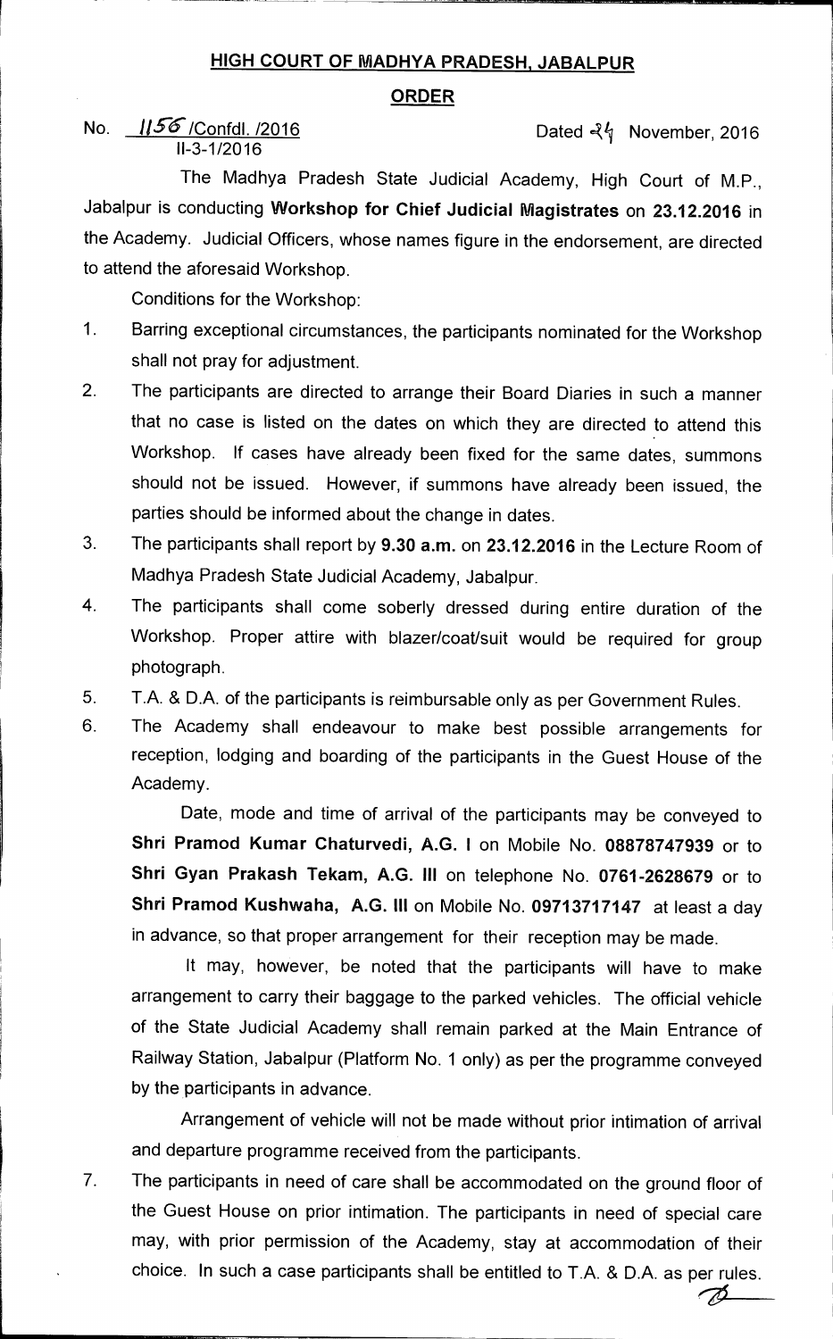# HIGH COURT OF MADHYA PRADESH, JABALPUR

## ORDER

No. 1156 /Confdl. /2016
II-3-1/2016

Dated 24 November, 2016

The Madhya Pradesh State Judicial Academy, High Court of M.P., Jabalpur is conducting **Workshop for Chief Judicial Magistrates** on **23.12.2016** in the Academy. Judicial Officers, whose names figure in the endorsement, are directed to attend the aforesaid Workshop.

Conditions for the Workshop:

1. Barring exceptional circumstances, the participants nominated for the Workshop shall not pray for adjustment.
2. The participants are directed to arrange their Board Diaries in such a manner that no case is listed on the dates on which they are directed to attend this Workshop. If cases have already been fixed for the same dates, summons should not be issued. However, if summons have already been issued, the parties should be informed about the change in dates.
3. The participants shall report by **9.30 a.m.** on **23.12.2016** in the Lecture Room of Madhya Pradesh State Judicial Academy, Jabalpur.
4. The participants shall come soberly dressed during entire duration of the Workshop. Proper attire with blazer/coat/suit would be required for group photograph.
5. T.A. & D.A. of the participants is reimbursable only as per Government Rules.
6. The Academy shall endeavour to make best possible arrangements for reception, lodging and boarding of the participants in the Guest House of the Academy.

   Date, mode and time of arrival of the participants may be conveyed to **Shri Pramod Kumar Chaturvedi, A.G. I** on Mobile No. **08878747939** or to **Shri Gyan Prakash Tekam, A.G. III** on telephone No. **0761-2628679** or to **Shri Pramod Kushwaha, A.G. III** on Mobile No. **09713717147** at least a day in advance, so that proper arrangement for their reception may be made.

   It may, however, be noted that the participants will have to make arrangement to carry their baggage to the parked vehicles. The official vehicle of the State Judicial Academy shall remain parked at the Main Entrance of Railway Station, Jabalpur (Platform No. 1 only) as per the programme conveyed by the participants in advance.

   Arrangement of vehicle will not be made without prior intimation of arrival and departure programme received from the participants.
7. The participants in need of care shall be accommodated on the ground floor of the Guest House on prior intimation. The participants in need of special care may, with prior permission of the Academy, stay at accommodation of their choice. In such a case participants shall be entitled to T.A. & D.A. as per rules.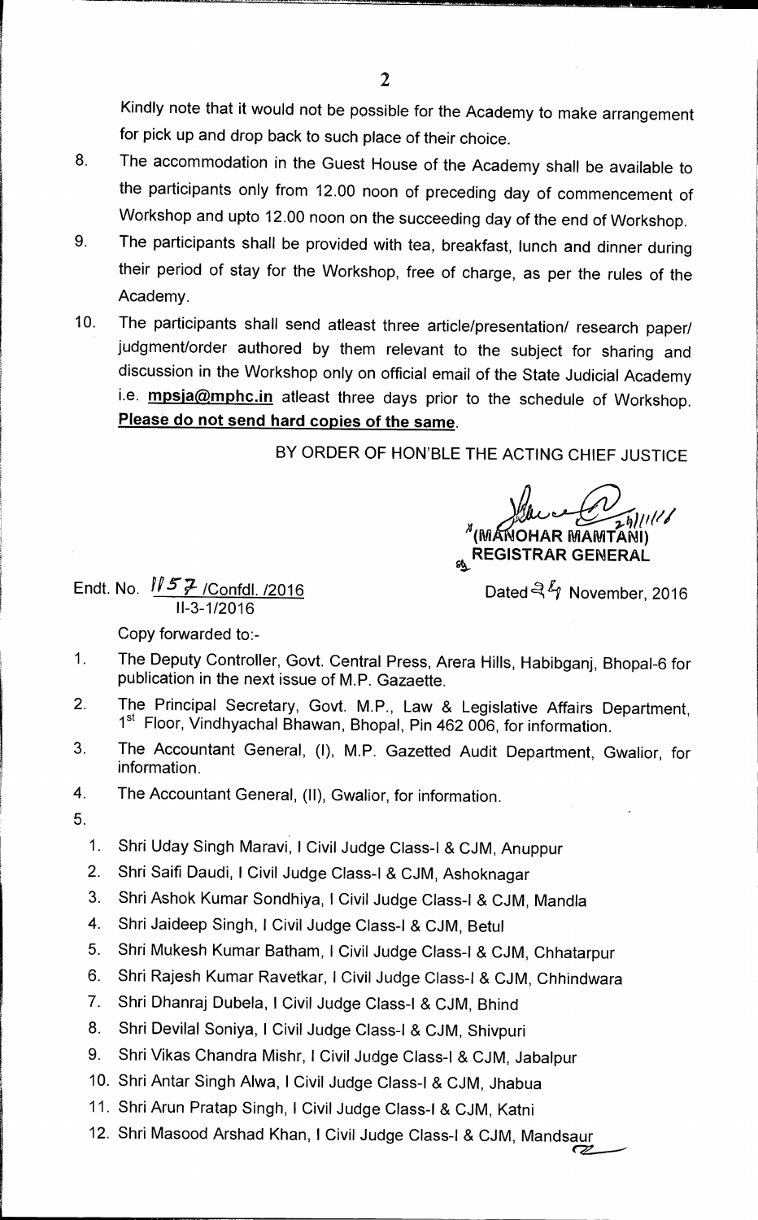Kindly note that it would not be possible for the Academy to make arrangement for pick up and drop back to such place of their choice.

8. The accommodation in the Guest House of the Academy shall be available to the participants only from 12.00 noon of preceding day of commencement of Workshop and upto 12.00 noon on the succeeding day of the end of Workshop.
9. The participants shall be provided with tea, breakfast, lunch and dinner during their period of stay for the Workshop, free of charge, as per the rules of the Academy.
10. The participants shall send atleast three article/presentation/ research paper/ judgment/order authored by them relevant to the subject for sharing and discussion in the Workshop only on official email of the State Judicial Academy i.e. **mpsja@mphc.in** atleast three days prior to the schedule of Workshop. **Please do not send hard copies of the same**.

BY ORDER OF HON'BLE THE ACTING CHIEF JUSTICE

(MANOHAR MAMTANI)
**REGISTRAR GENERAL**

Endt. No. 1157 /Confdl. /2016
II-3-1/2016

Dated 24 November, 2016

Copy forwarded to:-

1. The Deputy Controller, Govt. Central Press, Arera Hills, Habibganj, Bhopal-6 for publication in the next issue of M.P. Gazaette.
2. The Principal Secretary, Govt. M.P., Law & Legislative Affairs Department, 1st Floor, Vindhyachal Bhawan, Bhopal, Pin 462 006, for information.
3. The Accountant General, (I), M.P. Gazetted Audit Department, Gwalior, for information.
4. The Accountant General, (II), Gwalior, for information.
5. 
   1. Shri Uday Singh Maravi, I Civil Judge Class-I & CJM, Anuppur
   2. Shri Saifi Daudi, I Civil Judge Class-I & CJM, Ashoknagar
   3. Shri Ashok Kumar Sondhiya, I Civil Judge Class-I & CJM, Mandla
   4. Shri Jaideep Singh, I Civil Judge Class-I & CJM, Betul
   5. Shri Mukesh Kumar Batham, I Civil Judge Class-I & CJM, Chhatarpur
   6. Shri Rajesh Kumar Ravetkar, I Civil Judge Class-I & CJM, Chhindwara
   7. Shri Dhanraj Dubela, I Civil Judge Class-I & CJM, Bhind
   8. Shri Devilal Soniya, I Civil Judge Class-I & CJM, Shivpuri
   9. Shri Vikas Chandra Mishr, I Civil Judge Class-I & CJM, Jabalpur
   10. Shri Antar Singh Alwa, I Civil Judge Class-I & CJM, Jhabua
   11. Shri Arun Pratap Singh, I Civil Judge Class-I & CJM, Katni
   12. Shri Masood Arshad Khan, I Civil Judge Class-I & CJM, Mandsaur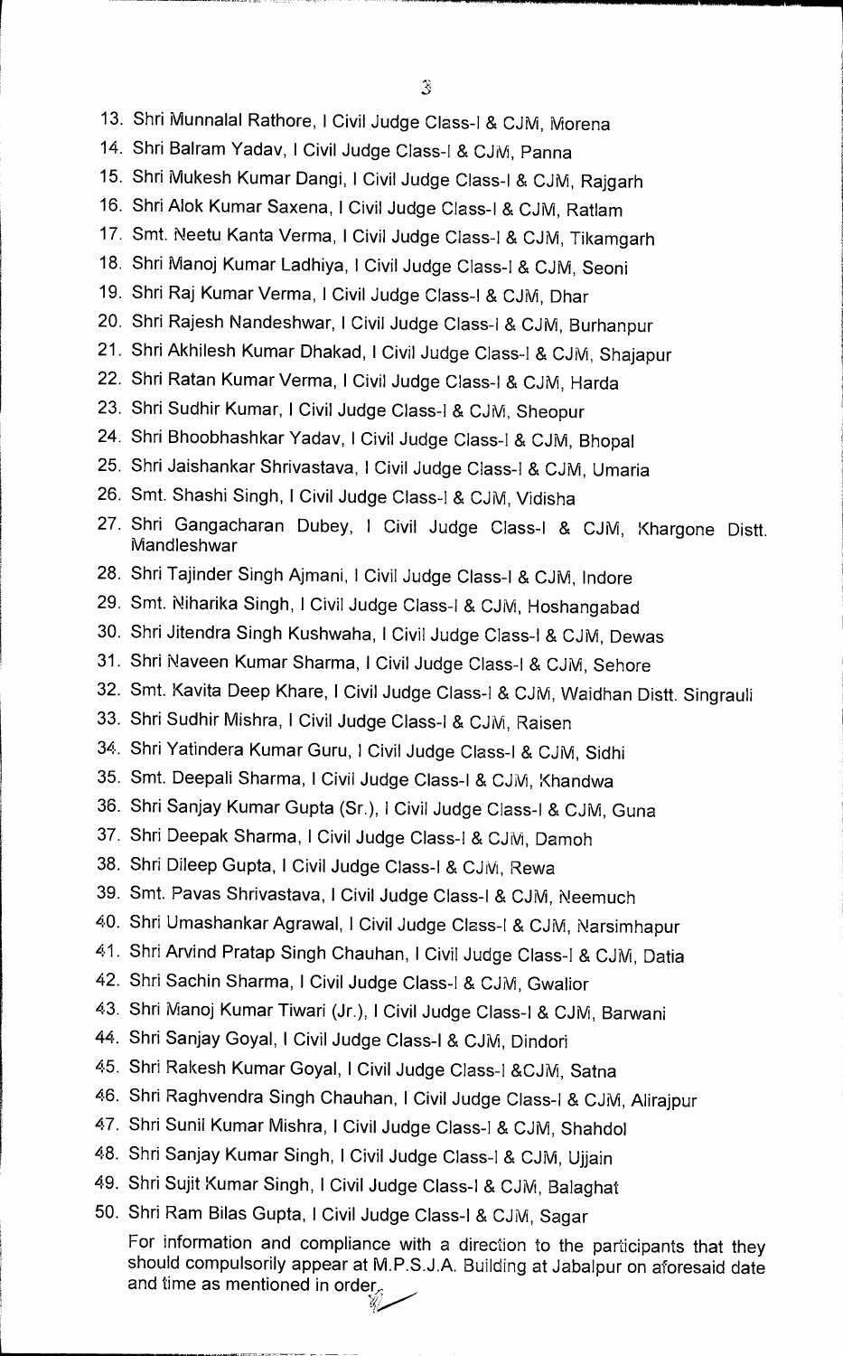13. Shri Munnalal Rathore, I Civil Judge Class-I & CJM, Morena
14. Shri Balram Yadav, I Civil Judge Class-I & CJM, Panna
15. Shri Mukesh Kumar Dangi, I Civil Judge Class-I & CJM, Rajgarh
16. Shri Alok Kumar Saxena, I Civil Judge Class-I & CJM, Ratlam
17. Smt. Neetu Kanta Verma, I Civil Judge Class-I & CJM, Tikamgarh
18. Shri Manoj Kumar Ladhiya, I Civil Judge Class-I & CJM, Seoni
19. Shri Raj Kumar Verma, I Civil Judge Class-I & CJM, Dhar
20. Shri Rajesh Nandeshwar, I Civil Judge Class-I & CJM, Burhanpur
21. Shri Akhilesh Kumar Dhakad, I Civil Judge Class-I & CJM, Shajapur
22. Shri Ratan Kumar Verma, I Civil Judge Class-I & CJM, Harda
23. Shri Sudhir Kumar, I Civil Judge Class-I & CJM, Sheopur
24. Shri Bhoobhashkar Yadav, I Civil Judge Class-I & CJM, Bhopal
25. Shri Jaishankar Shrivastava, I Civil Judge Class-I & CJM, Umaria
26. Smt. Shashi Singh, I Civil Judge Class-I & CJM, Vidisha
27. Shri Gangacharan Dubey, I Civil Judge Class-I & CJM, Khargone Distt. Mandleshwar
28. Shri Tajinder Singh Ajmani, I Civil Judge Class-I & CJM, Indore
29. Smt. Niharika Singh, I Civil Judge Class-I & CJM, Hoshangabad
30. Shri Jitendra Singh Kushwaha, I Civil Judge Class-I & CJM, Dewas
31. Shri Naveen Kumar Sharma, I Civil Judge Class-I & CJM, Sehore
32. Smt. Kavita Deep Khare, I Civil Judge Class-I & CJM, Waidhan Distt. Singrauli
33. Shri Sudhir Mishra, I Civil Judge Class-I & CJM, Raisen
34. Shri Yatindera Kumar Guru, I Civil Judge Class-I & CJM, Sidhi
35. Smt. Deepali Sharma, I Civil Judge Class-I & CJM, Khandwa
36. Shri Sanjay Kumar Gupta (Sr.), I Civil Judge Class-I & CJM, Guna
37. Shri Deepak Sharma, I Civil Judge Class-I & CJM, Damoh
38. Shri Dileep Gupta, I Civil Judge Class-I & CJM, Rewa
39. Smt. Pavas Shrivastava, I Civil Judge Class-I & CJM, Neemuch
40. Shri Umashankar Agrawal, I Civil Judge Class-I & CJM, Narsimhapur
41. Shri Arvind Pratap Singh Chauhan, I Civil Judge Class-I & CJM, Datia
42. Shri Sachin Sharma, I Civil Judge Class-I & CJM, Gwalior
43. Shri Manoj Kumar Tiwari (Jr.), I Civil Judge Class-I & CJM, Barwani
44. Shri Sanjay Goyal, I Civil Judge Class-I & CJM, Dindori
45. Shri Rakesh Kumar Goyal, I Civil Judge Class-I &CJM, Satna
46. Shri Raghvendra Singh Chauhan, I Civil Judge Class-I & CJM, Alirajpur
47. Shri Sunil Kumar Mishra, I Civil Judge Class-I & CJM, Shahdol
48. Shri Sanjay Kumar Singh, I Civil Judge Class-I & CJM, Ujjain
49. Shri Sujit Kumar Singh, I Civil Judge Class-I & CJM, Balaghat
50. Shri Ram Bilas Gupta, I Civil Judge Class-I & CJM, Sagar

For information and compliance with a direction to the participants that they should compulsorily appear at M.P.S.J.A. Building at Jabalpur on aforesaid date and time as mentioned in order.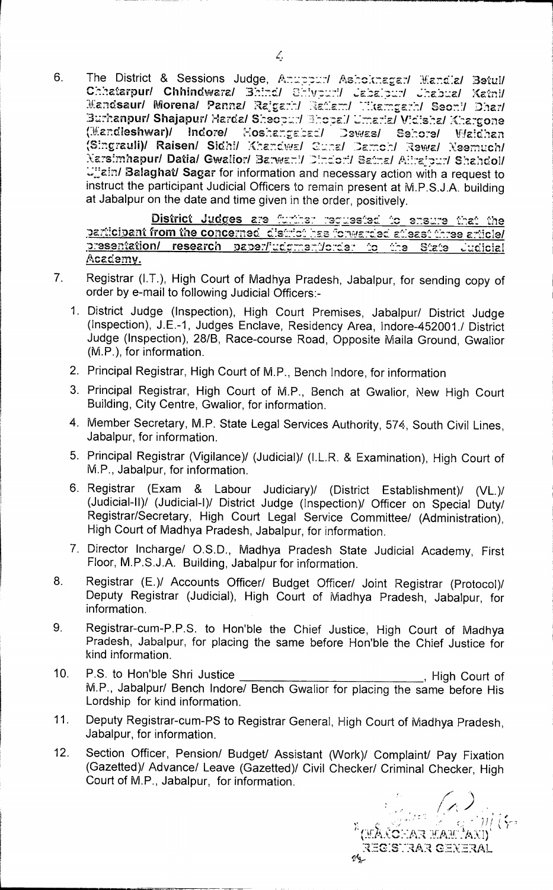6. The District & Sessions Judge, Anuppur/ Ashoknagar/ Mandla/ Betul/ Chhatarpur/ **Chhindwara**/ Bhind/ Shivpuri/ Jabalpur/ Jhabua/ Katni/ Mandsaur/ **Morena**/ Panna/ Rajgarh/ Ratlam/ Tikamgarh/ Seoni/ Dhar/ Burhanpur/ **Shajapur**/ Harda/ Sheopur/ Bhopal/ Umaria/ Vidisha/ Khargone (Mandleshwar)/ **Indore**/ Hoshangabad/ Dewas/ Sehore/ **Waidhan (Singrauli)**/ **Raisen**/ Sidhi/ Khandwa/ Guna/ Damoh/ **Rewa**/ Neemuch/ Narsimhapur/ **Datia**/ **Gwalior**/ Barwani/ Dindori/ Satna/ Alirajpur/ Shahdol/ Ujjain/ **Balaghat**/ **Sagar** for information and necessary action with a request to instruct the participant Judicial Officers to remain present at M.P.S.J.A. building at Jabalpur on the date and time given in the order, positively.

<u>**District Judges** are further requested to ensure that the participant from the concerned district has forwarded atleast three article/ presentation/ research paper/judgment/order to the State Judicial Academy.</u>

7. Registrar (I.T.), High Court of Madhya Pradesh, Jabalpur, for sending copy of order by e-mail to following Judicial Officers:-
   1. District Judge (Inspection), High Court Premises, Jabalpur/ District Judge (Inspection), J.E.-1, Judges Enclave, Residency Area, Indore-452001./ District Judge (Inspection), 28/B, Race-course Road, Opposite Maila Ground, Gwalior (M.P.), for information.
   2. Principal Registrar, High Court of M.P., Bench Indore, for information
   3. Principal Registrar, High Court of M.P., Bench at Gwalior, New High Court Building, City Centre, Gwalior, for information.
   4. Member Secretary, M.P. State Legal Services Authority, 574, South Civil Lines, Jabalpur, for information.
   5. Principal Registrar (Vigilance)/ (Judicial)/ (I.L.R. & Examination), High Court of M.P., Jabalpur, for information.
   6. Registrar (Exam & Labour Judiciary)/ (District Establishment)/ (VL.)/ (Judicial-II)/ (Judicial-I)/ District Judge (Inspection)/ Officer on Special Duty/ Registrar/Secretary, High Court Legal Service Committee/ (Administration), High Court of Madhya Pradesh, Jabalpur, for information.
   7. Director Incharge/ O.S.D., Madhya Pradesh State Judicial Academy, First Floor, M.P.S.J.A. Building, Jabalpur for information.
8. Registrar (E.)/ Accounts Officer/ Budget Officer/ Joint Registrar (Protocol)/ Deputy Registrar (Judicial), High Court of Madhya Pradesh, Jabalpur, for information.
9. Registrar-cum-P.P.S. to Hon'ble the Chief Justice, High Court of Madhya Pradesh, Jabalpur, for placing the same before Hon'ble the Chief Justice for kind information.
10. P.S. to Hon'ble Shri Justice ______________________________, High Court of M.P., Jabalpur/ Bench Indore/ Bench Gwalior for placing the same before His Lordship for kind information.
11. Deputy Registrar-cum-PS to Registrar General, High Court of Madhya Pradesh, Jabalpur, for information.
12. Section Officer, Pension/ Budget/ Assistant (Work)/ Complaint/ Pay Fixation (Gazetted)/ Advance/ Leave (Gazetted)/ Civil Checker/ Criminal Checker, High Court of M.P., Jabalpur, for information.

(MANOHAR MAMTANI)
REGISTRAR GENERAL